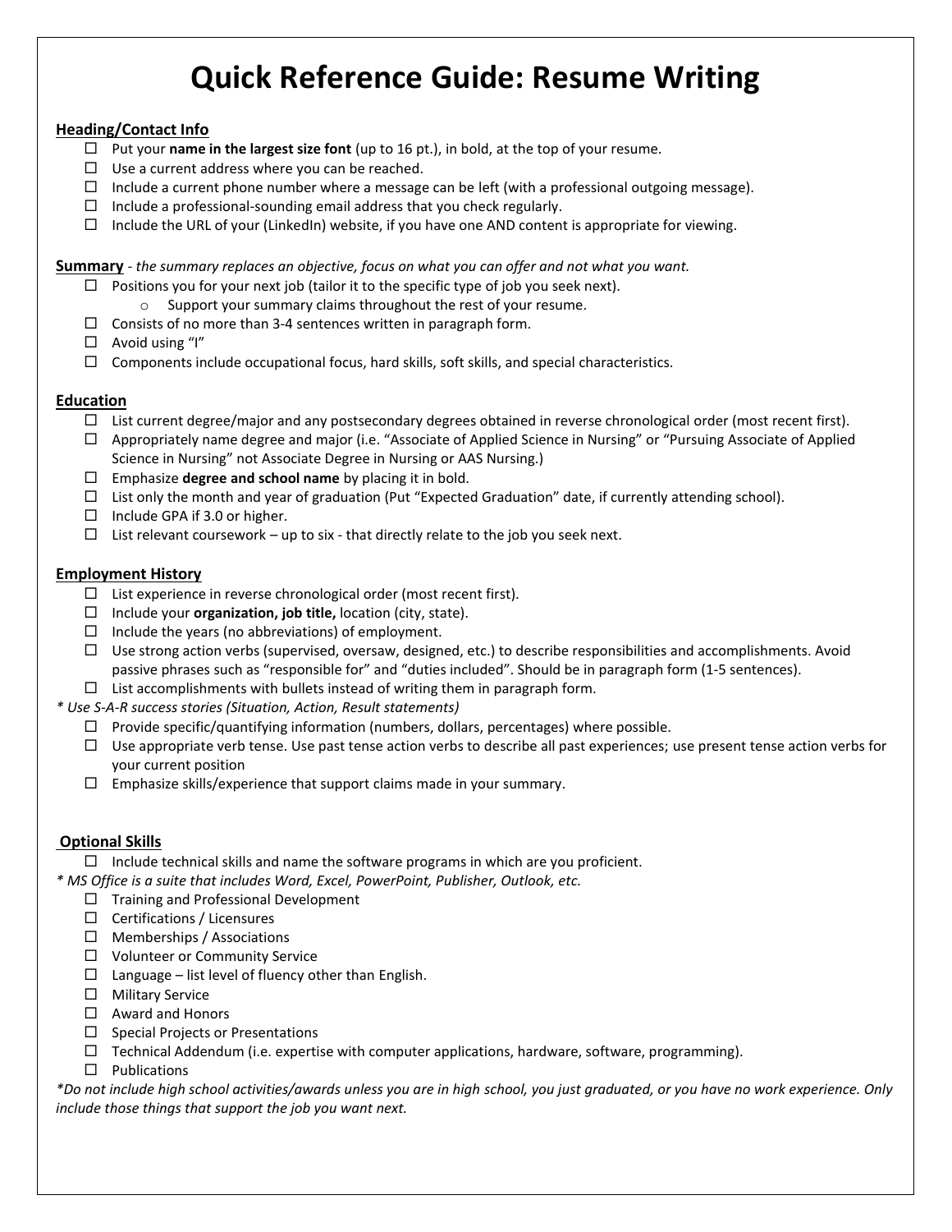# Quick Reference Guide: Resume Writing

## Heading/Contact Info

- ☐ Put your **name in the largest size font** (up to 16 pt.), in bold, at the top of your resume.
- ☐ Use a current address where you can be reached.
- ☐ Include a current phone number where a message can be left (with a professional outgoing message).
- ☐ Include a professional-sounding email address that you check regularly.
- ☐ Include the URL of your (LinkedIn) website, if you have one AND content is appropriate for viewing.

## Summary

*- the summary replaces an objective, focus on what you can offer and not what you want.*

- ☐ Positions you for your next job (tailor it to the specific type of job you seek next).
  - Support your summary claims throughout the rest of your resume.
- ☐ Consists of no more than 3-4 sentences written in paragraph form.
- ☐ Avoid using "I"
- ☐ Components include occupational focus, hard skills, soft skills, and special characteristics.

## Education

- ☐ List current degree/major and any postsecondary degrees obtained in reverse chronological order (most recent first).
- ☐ Appropriately name degree and major (i.e. "Associate of Applied Science in Nursing" or "Pursuing Associate of Applied Science in Nursing" not Associate Degree in Nursing or AAS Nursing.)
- ☐ Emphasize **degree and school name** by placing it in bold.
- ☐ List only the month and year of graduation (Put "Expected Graduation" date, if currently attending school).
- ☐ Include GPA if 3.0 or higher.
- ☐ List relevant coursework – up to six - that directly relate to the job you seek next.

## Employment History

- ☐ List experience in reverse chronological order (most recent first).
- ☐ Include your **organization, job title,** location (city, state).
- ☐ Include the years (no abbreviations) of employment.
- ☐ Use strong action verbs (supervised, oversaw, designed, etc.) to describe responsibilities and accomplishments. Avoid passive phrases such as "responsible for" and "duties included". Should be in paragraph form (1-5 sentences).
- ☐ List accomplishments with bullets instead of writing them in paragraph form.

*\* Use S-A-R success stories (Situation, Action, Result statements)*

- ☐ Provide specific/quantifying information (numbers, dollars, percentages) where possible.
- ☐ Use appropriate verb tense. Use past tense action verbs to describe all past experiences; use present tense action verbs for your current position
- ☐ Emphasize skills/experience that support claims made in your summary.

## Optional Skills

- ☐ Include technical skills and name the software programs in which are you proficient.

*\* MS Office is a suite that includes Word, Excel, PowerPoint, Publisher, Outlook, etc.*

- ☐ Training and Professional Development
- ☐ Certifications / Licensures
- ☐ Memberships / Associations
- ☐ Volunteer or Community Service
- ☐ Language – list level of fluency other than English.
- ☐ Military Service
- ☐ Award and Honors
- ☐ Special Projects or Presentations
- ☐ Technical Addendum (i.e. expertise with computer applications, hardware, software, programming).
- ☐ Publications

*\*Do not include high school activities/awards unless you are in high school, you just graduated, or you have no work experience. Only include those things that support the job you want next.*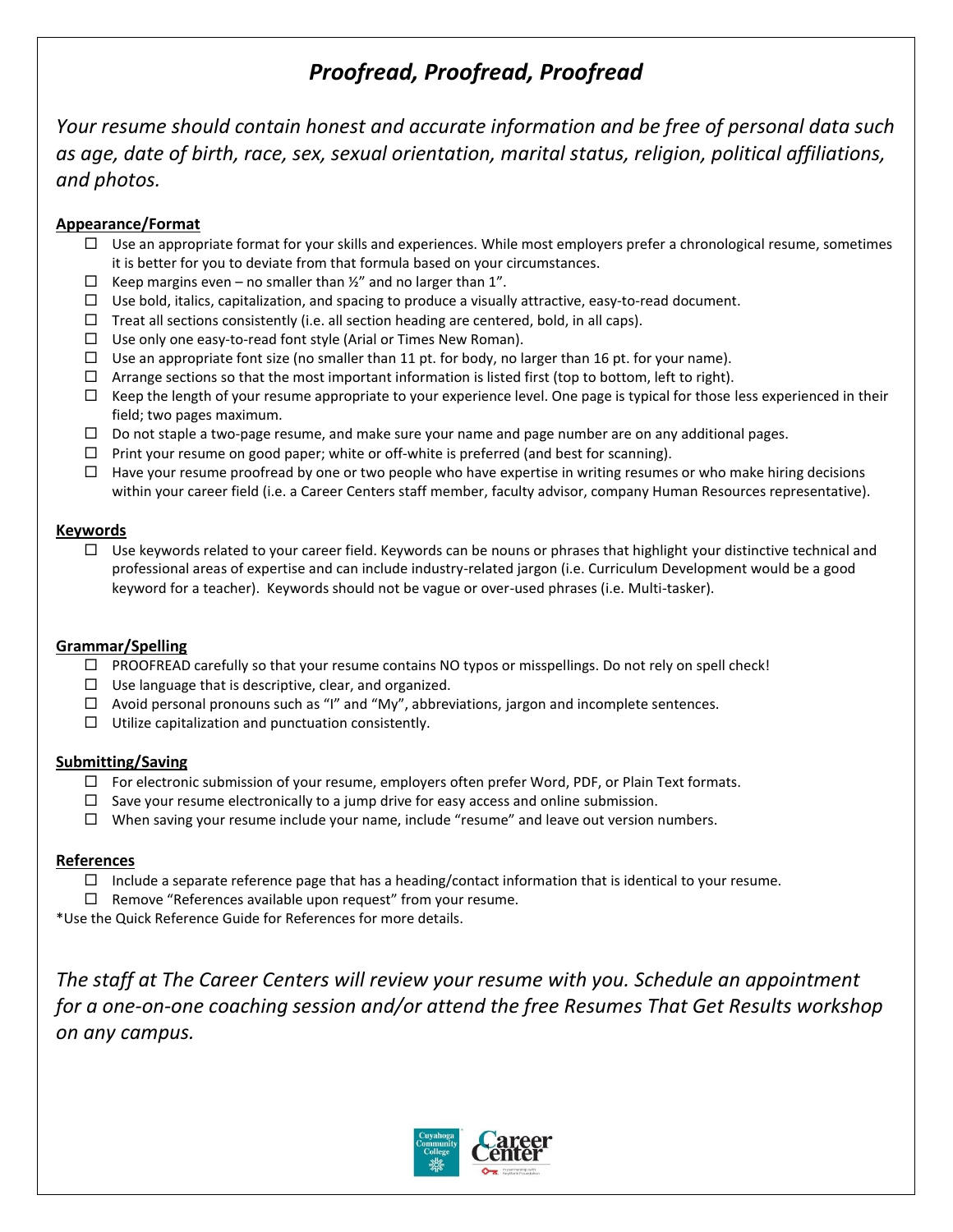# *Proofread, Proofread, Proofread*

*Your resume should contain honest and accurate information and be free of personal data such as age, date of birth, race, sex, sexual orientation, marital status, religion, political affiliations, and photos.*

**Appearance/Format**

- ☐ Use an appropriate format for your skills and experiences. While most employers prefer a chronological resume, sometimes it is better for you to deviate from that formula based on your circumstances.
- ☐ Keep margins even – no smaller than ½" and no larger than 1".
- ☐ Use bold, italics, capitalization, and spacing to produce a visually attractive, easy-to-read document.
- ☐ Treat all sections consistently (i.e. all section heading are centered, bold, in all caps).
- ☐ Use only one easy-to-read font style (Arial or Times New Roman).
- ☐ Use an appropriate font size (no smaller than 11 pt. for body, no larger than 16 pt. for your name).
- ☐ Arrange sections so that the most important information is listed first (top to bottom, left to right).
- ☐ Keep the length of your resume appropriate to your experience level. One page is typical for those less experienced in their field; two pages maximum.
- ☐ Do not staple a two-page resume, and make sure your name and page number are on any additional pages.
- ☐ Print your resume on good paper; white or off-white is preferred (and best for scanning).
- ☐ Have your resume proofread by one or two people who have expertise in writing resumes or who make hiring decisions within your career field (i.e. a Career Centers staff member, faculty advisor, company Human Resources representative).

**Keywords**

- ☐ Use keywords related to your career field. Keywords can be nouns or phrases that highlight your distinctive technical and professional areas of expertise and can include industry-related jargon (i.e. Curriculum Development would be a good keyword for a teacher). Keywords should not be vague or over-used phrases (i.e. Multi-tasker).

**Grammar/Spelling**

- ☐ PROOFREAD carefully so that your resume contains NO typos or misspellings. Do not rely on spell check!
- ☐ Use language that is descriptive, clear, and organized.
- ☐ Avoid personal pronouns such as "I" and "My", abbreviations, jargon and incomplete sentences.
- ☐ Utilize capitalization and punctuation consistently.

**Submitting/Saving**

- ☐ For electronic submission of your resume, employers often prefer Word, PDF, or Plain Text formats.
- ☐ Save your resume electronically to a jump drive for easy access and online submission.
- ☐ When saving your resume include your name, include "resume" and leave out version numbers.

**References**

- ☐ Include a separate reference page that has a heading/contact information that is identical to your resume.
- ☐ Remove "References available upon request" from your resume.

*Use the Quick Reference Guide for References for more details.

*The staff at The Career Centers will review your resume with you. Schedule an appointment for a one-on-one coaching session and/or attend the free Resumes That Get Results workshop on any campus.*